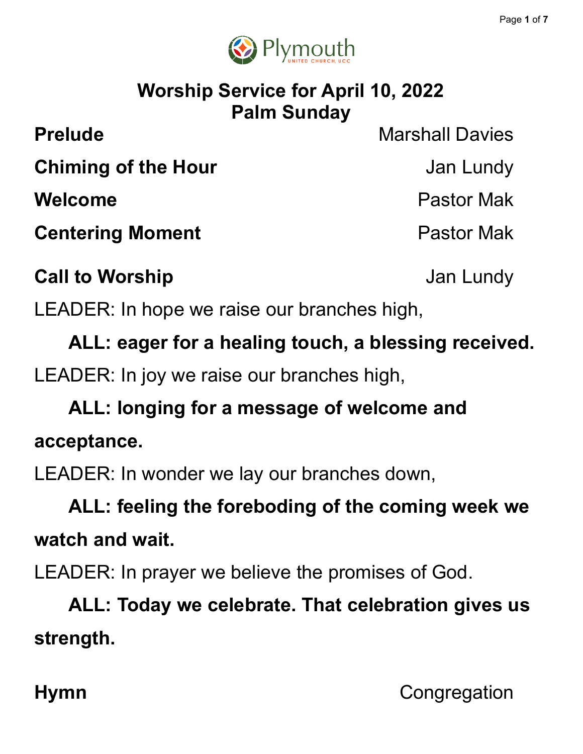Plymouth
UNITED CHURCH, UCC

# Worship Service for April 10, 2022
# Palm Sunday

**Prelude** Marshall Davies

**Chiming of the Hour** Jan Lundy

**Welcome** Pastor Mak

**Centering Moment** Pastor Mak

**Call to Worship** Jan Lundy

LEADER: In hope we raise our branches high,

**ALL: eager for a healing touch, a blessing received.**

LEADER: In joy we raise our branches high,

**ALL: longing for a message of welcome and acceptance.**

LEADER: In wonder we lay our branches down,

**ALL: feeling the foreboding of the coming week we watch and wait.**

LEADER: In prayer we believe the promises of God.

**ALL: Today we celebrate. That celebration gives us strength.**

**Hymn** Congregation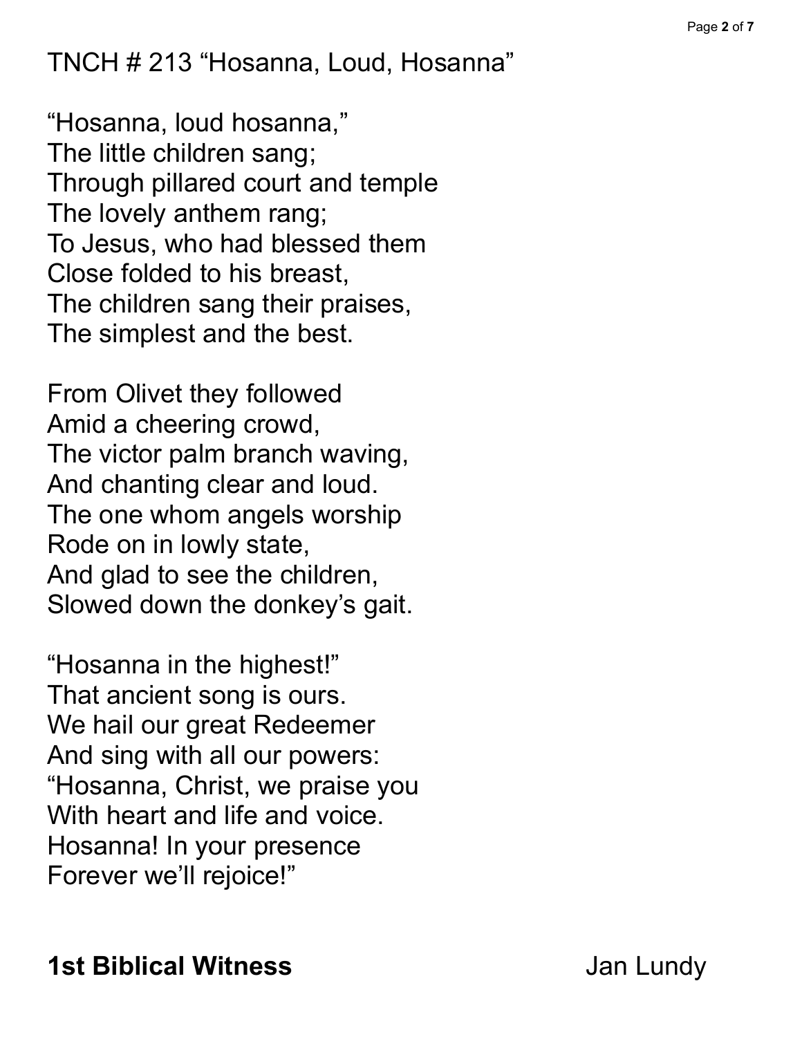TNCH # 213 "Hosanna, Loud, Hosanna"

"Hosanna, loud hosanna,"  
The little children sang;  
Through pillared court and temple  
The lovely anthem rang;  
To Jesus, who had blessed them  
Close folded to his breast,  
The children sang their praises,  
The simplest and the best.

From Olivet they followed  
Amid a cheering crowd,  
The victor palm branch waving,  
And chanting clear and loud.  
The one whom angels worship  
Rode on in lowly state,  
And glad to see the children,  
Slowed down the donkey's gait.

"Hosanna in the highest!"  
That ancient song is ours.  
We hail our great Redeemer  
And sing with all our powers:  
"Hosanna, Christ, we praise you  
With heart and life and voice.  
Hosanna! In your presence  
Forever we'll rejoice!"

**1st Biblical Witness** Jan Lundy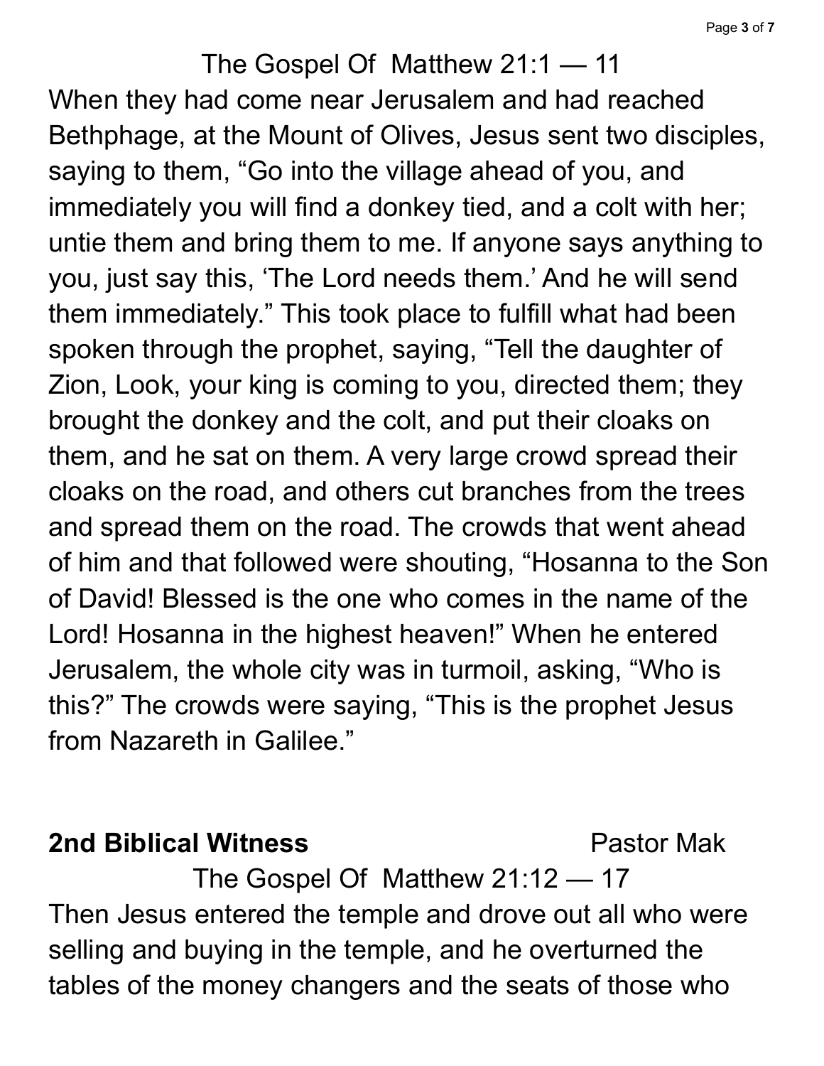The Gospel Of Matthew 21:1 — 11

When they had come near Jerusalem and had reached Bethphage, at the Mount of Olives, Jesus sent two disciples, saying to them, “Go into the village ahead of you, and immediately you will find a donkey tied, and a colt with her; untie them and bring them to me. If anyone says anything to you, just say this, ‘The Lord needs them.’ And he will send them immediately.” This took place to fulfill what had been spoken through the prophet, saying, “Tell the daughter of Zion, Look, your king is coming to you, directed them; they brought the donkey and the colt, and put their cloaks on them, and he sat on them. A very large crowd spread their cloaks on the road, and others cut branches from the trees and spread them on the road. The crowds that went ahead of him and that followed were shouting, “Hosanna to the Son of David! Blessed is the one who comes in the name of the Lord! Hosanna in the highest heaven!” When he entered Jerusalem, the whole city was in turmoil, asking, “Who is this?” The crowds were saying, “This is the prophet Jesus from Nazareth in Galilee.”

**2nd Biblical Witness** Pastor Mak

The Gospel Of Matthew 21:12 — 17

Then Jesus entered the temple and drove out all who were selling and buying in the temple, and he overturned the tables of the money changers and the seats of those who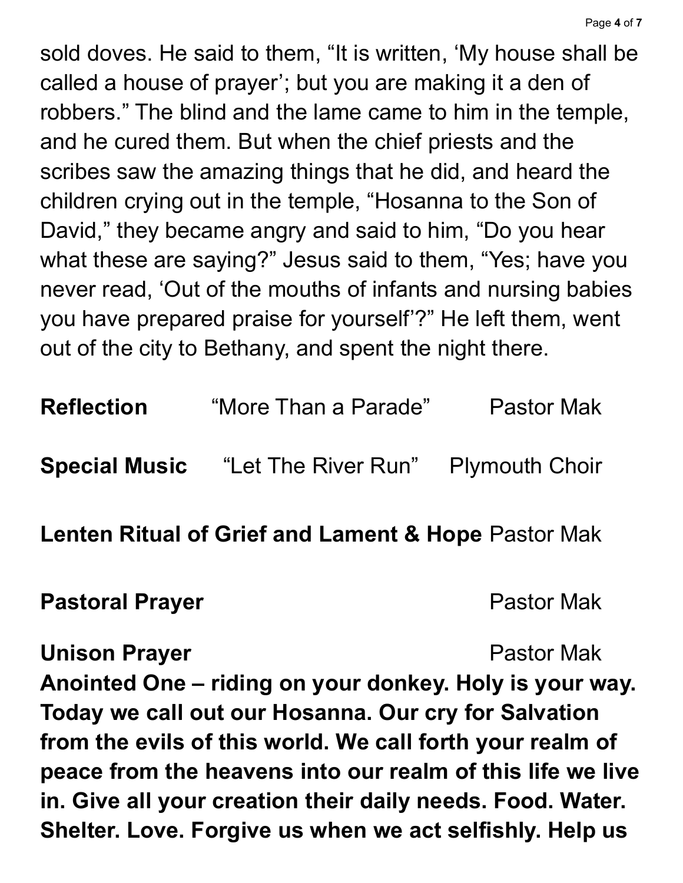sold doves. He said to them, “It is written, ‘My house shall be called a house of prayer’; but you are making it a den of robbers.” The blind and the lame came to him in the temple, and he cured them. But when the chief priests and the scribes saw the amazing things that he did, and heard the children crying out in the temple, “Hosanna to the Son of David,” they became angry and said to him, “Do you hear what these are saying?” Jesus said to them, “Yes; have you never read, ‘Out of the mouths of infants and nursing babies you have prepared praise for yourself’?” He left them, went out of the city to Bethany, and spent the night there.

**Reflection** “More Than a Parade” Pastor Mak

**Special Music** “Let The River Run” Plymouth Choir

**Lenten Ritual of Grief and Lament & Hope** Pastor Mak

**Pastoral Prayer** Pastor Mak

**Unison Prayer** Pastor Mak

**Anointed One – riding on your donkey. Holy is your way. Today we call out our Hosanna. Our cry for Salvation from the evils of this world. We call forth your realm of peace from the heavens into our realm of this life we live in. Give all your creation their daily needs. Food. Water. Shelter. Love. Forgive us when we act selfishly. Help us**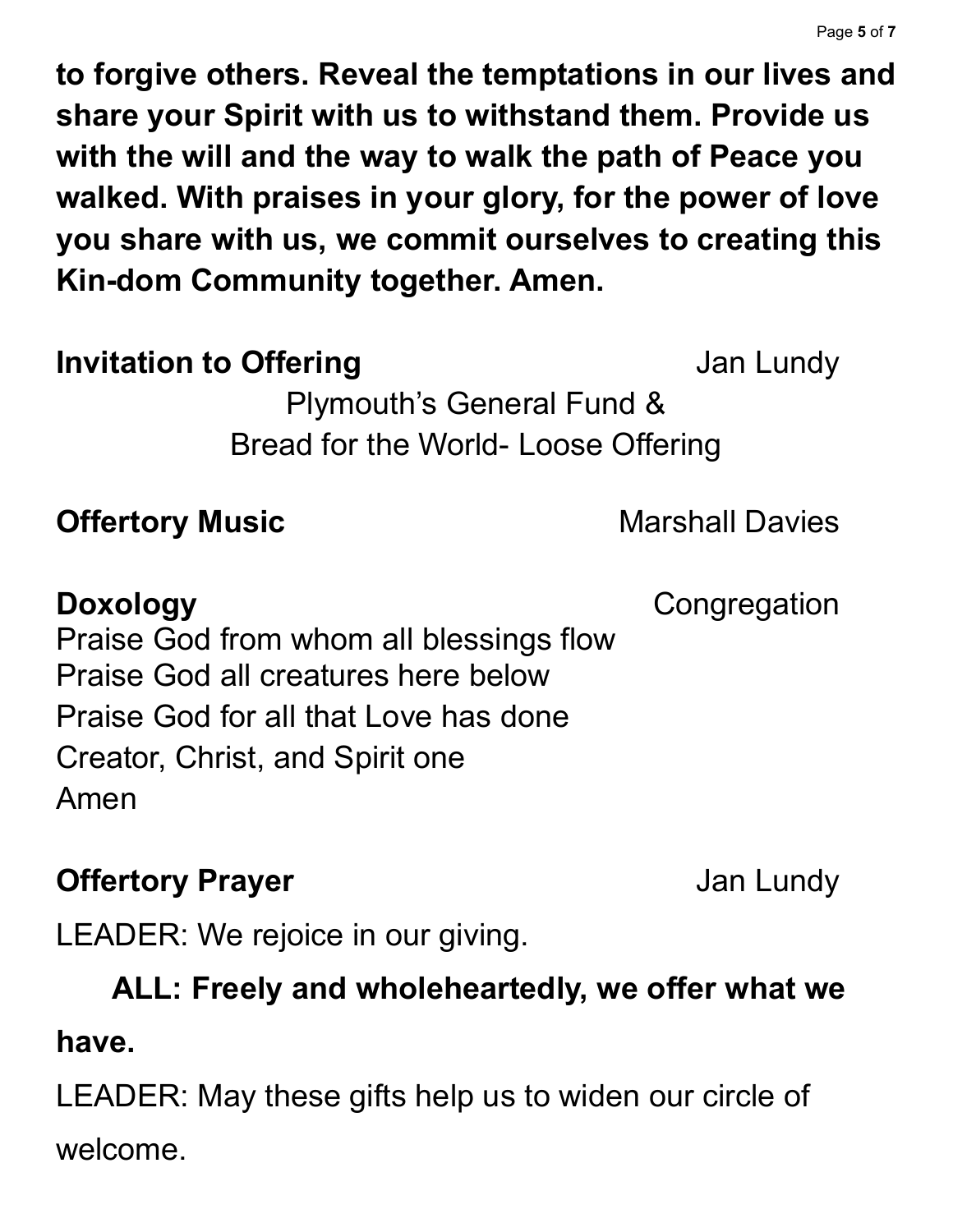**to forgive others. Reveal the temptations in our lives and share your Spirit with us to withstand them. Provide us with the will and the way to walk the path of Peace you walked. With praises in your glory, for the power of love you share with us, we commit ourselves to creating this Kin-dom Community together. Amen.**

**Invitation to Offering** Jan Lundy

Plymouth's General Fund &
Bread for the World- Loose Offering

**Offertory Music** Marshall Davies

**Doxology** Congregation

Praise God from whom all blessings flow
Praise God all creatures here below
Praise God for all that Love has done
Creator, Christ, and Spirit one
Amen

**Offertory Prayer** Jan Lundy

LEADER: We rejoice in our giving.

**ALL: Freely and wholeheartedly, we offer what we have.**

LEADER: May these gifts help us to widen our circle of welcome.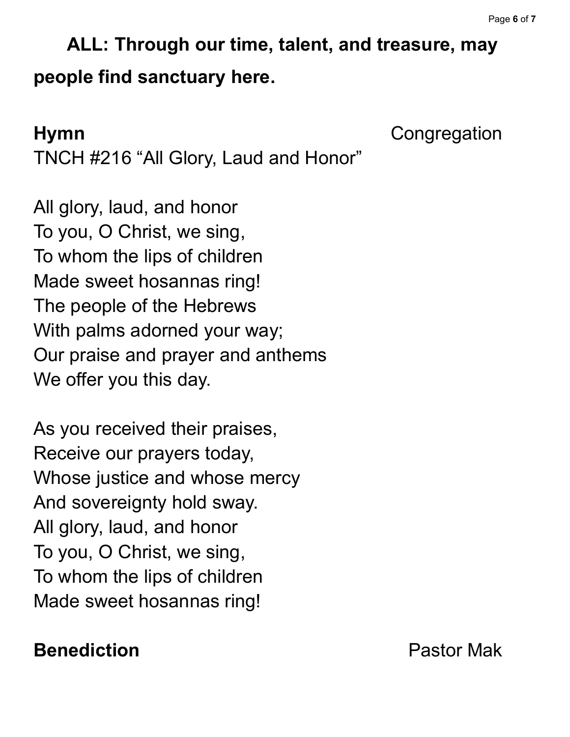**ALL: Through our time, talent, and treasure, may people find sanctuary here.**

**Hymn** Congregation

TNCH #216 “All Glory, Laud and Honor”

All glory, laud, and honor
To you, O Christ, we sing,
To whom the lips of children
Made sweet hosannas ring!
The people of the Hebrews
With palms adorned your way;
Our praise and prayer and anthems
We offer you this day.

As you received their praises,
Receive our prayers today,
Whose justice and whose mercy
And sovereignty hold sway.
All glory, laud, and honor
To you, O Christ, we sing,
To whom the lips of children
Made sweet hosannas ring!

**Benediction** Pastor Mak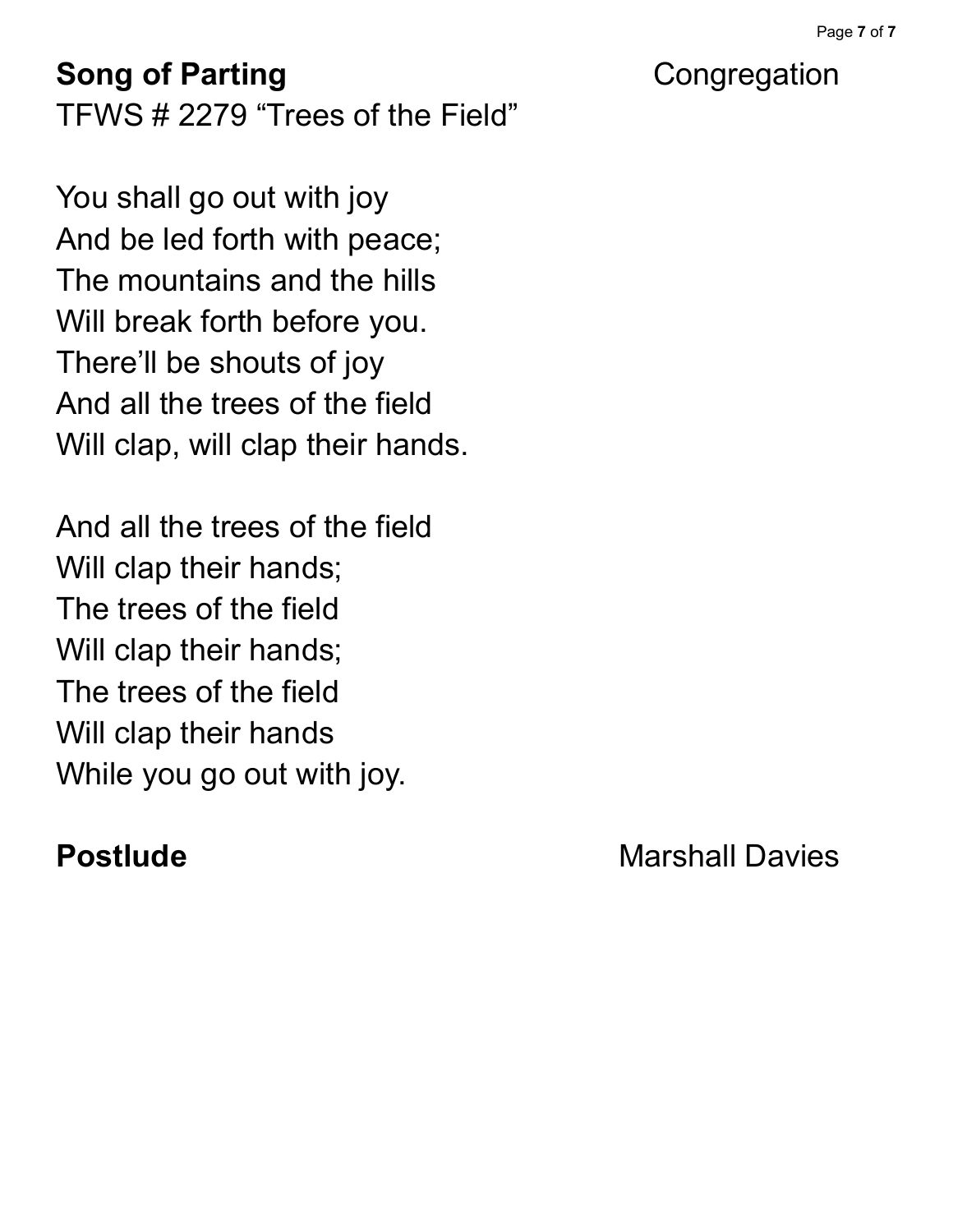**Song of Parting** Congregation

TFWS # 2279 “Trees of the Field”

You shall go out with joy  
And be led forth with peace;  
The mountains and the hills  
Will break forth before you.  
There’ll be shouts of joy  
And all the trees of the field  
Will clap, will clap their hands.

And all the trees of the field  
Will clap their hands;  
The trees of the field  
Will clap their hands;  
The trees of the field  
Will clap their hands  
While you go out with joy.

**Postlude** Marshall Davies